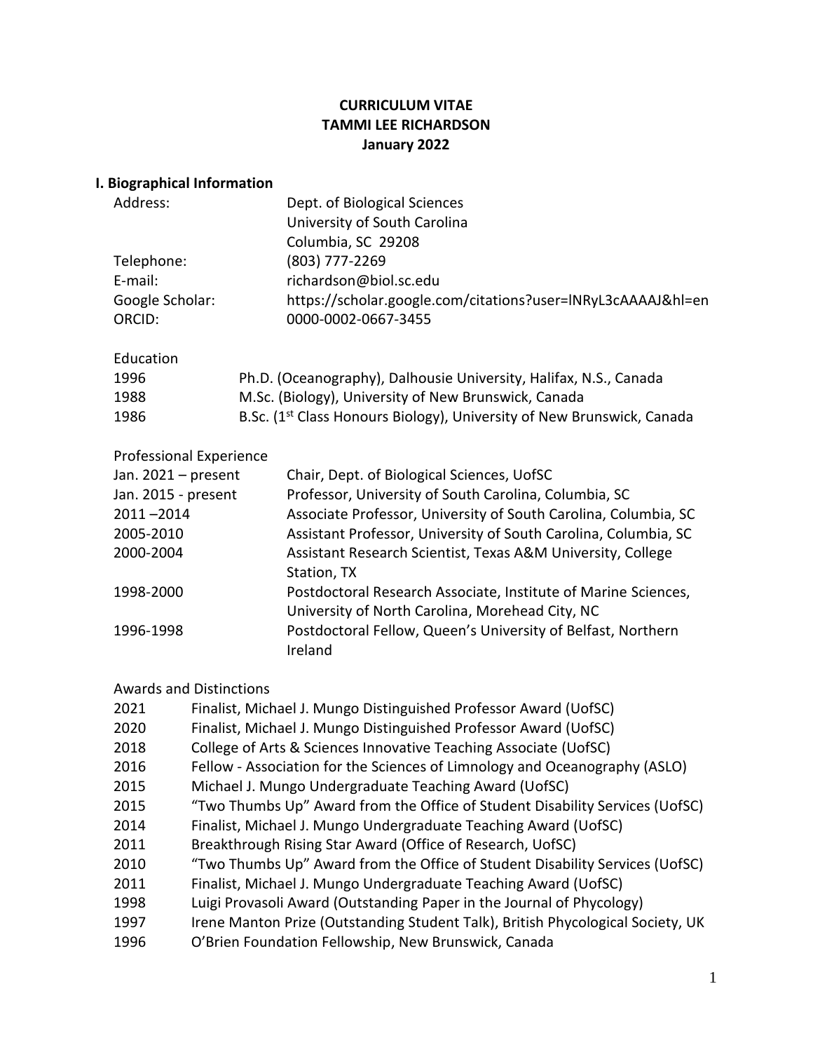**CURRICULUM VITAE**
**TAMMI LEE RICHARDSON**
**January 2022**

## I. Biographical Information

| | |
|---|---|
| Address: | Dept. of Biological Sciences<br>University of South Carolina<br>Columbia, SC 29208 |
| Telephone: | (803) 777-2269 |
| E-mail: | richardson@biol.sc.edu |
| Google Scholar: | https://scholar.google.com/citations?user=lNRyL3cAAAAJ&hl=en |
| ORCID: | 0000-0002-0667-3455 |

### Education

| | |
|---|---|
| 1996 | Ph.D. (Oceanography), Dalhousie University, Halifax, N.S., Canada |
| 1988 | M.Sc. (Biology), University of New Brunswick, Canada |
| 1986 | B.Sc. (1st Class Honours Biology), University of New Brunswick, Canada |

### Professional Experience

| | |
|---|---|
| Jan. 2021 – present | Chair, Dept. of Biological Sciences, UofSC |
| Jan. 2015 - present | Professor, University of South Carolina, Columbia, SC |
| 2011 –2014 | Associate Professor, University of South Carolina, Columbia, SC |
| 2005-2010 | Assistant Professor, University of South Carolina, Columbia, SC |
| 2000-2004 | Assistant Research Scientist, Texas A&M University, College Station, TX |
| 1998-2000 | Postdoctoral Research Associate, Institute of Marine Sciences, University of North Carolina, Morehead City, NC |
| 1996-1998 | Postdoctoral Fellow, Queen's University of Belfast, Northern Ireland |

### Awards and Distinctions

| | |
|---|---|
| 2021 | Finalist, Michael J. Mungo Distinguished Professor Award (UofSC) |
| 2020 | Finalist, Michael J. Mungo Distinguished Professor Award (UofSC) |
| 2018 | College of Arts & Sciences Innovative Teaching Associate (UofSC) |
| 2016 | Fellow - Association for the Sciences of Limnology and Oceanography (ASLO) |
| 2015 | Michael J. Mungo Undergraduate Teaching Award (UofSC) |
| 2015 | "Two Thumbs Up" Award from the Office of Student Disability Services (UofSC) |
| 2014 | Finalist, Michael J. Mungo Undergraduate Teaching Award (UofSC) |
| 2011 | Breakthrough Rising Star Award (Office of Research, UofSC) |
| 2010 | "Two Thumbs Up" Award from the Office of Student Disability Services (UofSC) |
| 2011 | Finalist, Michael J. Mungo Undergraduate Teaching Award (UofSC) |
| 1998 | Luigi Provasoli Award (Outstanding Paper in the Journal of Phycology) |
| 1997 | Irene Manton Prize (Outstanding Student Talk), British Phycological Society, UK |
| 1996 | O'Brien Foundation Fellowship, New Brunswick, Canada |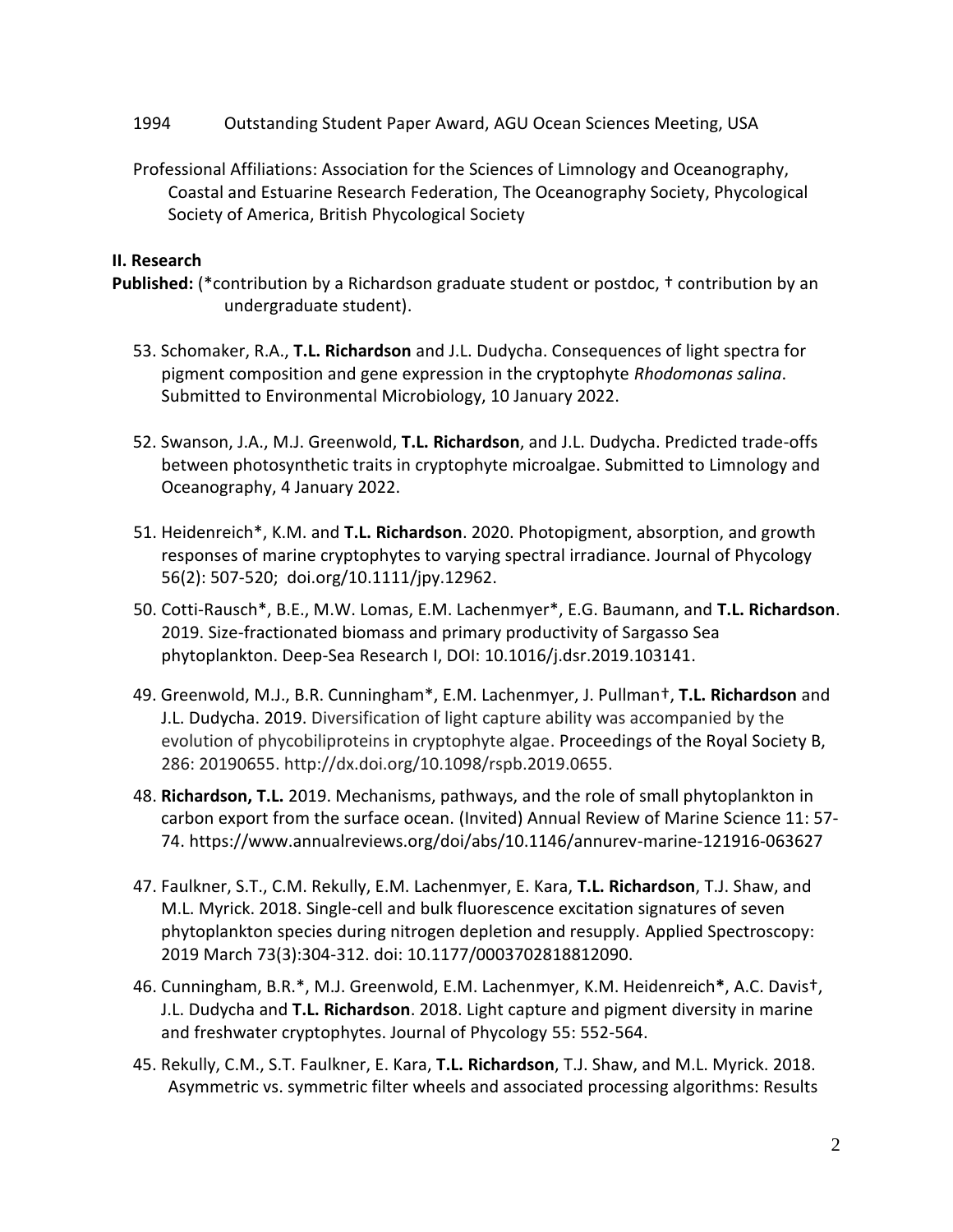1994 Outstanding Student Paper Award, AGU Ocean Sciences Meeting, USA

Professional Affiliations: Association for the Sciences of Limnology and Oceanography, Coastal and Estuarine Research Federation, The Oceanography Society, Phycological Society of America, British Phycological Society

## II. Research

**Published:** (*contribution by a Richardson graduate student or postdoc, † contribution by an undergraduate student).

53. Schomaker, R.A., **T.L. Richardson** and J.L. Dudycha. Consequences of light spectra for pigment composition and gene expression in the cryptophyte *Rhodomonas salina*. Submitted to Environmental Microbiology, 10 January 2022.

52. Swanson, J.A., M.J. Greenwold, **T.L. Richardson**, and J.L. Dudycha. Predicted trade-offs between photosynthetic traits in cryptophyte microalgae. Submitted to Limnology and Oceanography, 4 January 2022.

51. Heidenreich*, K.M. and **T.L. Richardson**. 2020. Photopigment, absorption, and growth responses of marine cryptophytes to varying spectral irradiance. Journal of Phycology 56(2): 507-520; doi.org/10.1111/jpy.12962.

50. Cotti-Rausch*, B.E., M.W. Lomas, E.M. Lachenmyer*, E.G. Baumann, and **T.L. Richardson**. 2019. Size-fractionated biomass and primary productivity of Sargasso Sea phytoplankton. Deep-Sea Research I, DOI: 10.1016/j.dsr.2019.103141.

49. Greenwold, M.J., B.R. Cunningham*, E.M. Lachenmyer, J. Pullman†, **T.L. Richardson** and J.L. Dudycha. 2019. Diversification of light capture ability was accompanied by the evolution of phycobiliproteins in cryptophyte algae. Proceedings of the Royal Society B, 286: 20190655. http://dx.doi.org/10.1098/rspb.2019.0655.

48. **Richardson, T.L.** 2019. Mechanisms, pathways, and the role of small phytoplankton in carbon export from the surface ocean. (Invited) Annual Review of Marine Science 11: 57-74. https://www.annualreviews.org/doi/abs/10.1146/annurev-marine-121916-063627

47. Faulkner, S.T., C.M. Rekully, E.M. Lachenmyer, E. Kara, **T.L. Richardson**, T.J. Shaw, and M.L. Myrick. 2018. Single-cell and bulk fluorescence excitation signatures of seven phytoplankton species during nitrogen depletion and resupply. Applied Spectroscopy: 2019 March 73(3):304-312. doi: 10.1177/0003702818812090.

46. Cunningham, B.R.*, M.J. Greenwold, E.M. Lachenmyer, K.M. Heidenreich*, A.C. Davis†, J.L. Dudycha and **T.L. Richardson**. 2018. Light capture and pigment diversity in marine and freshwater cryptophytes. Journal of Phycology 55: 552-564.

45. Rekully, C.M., S.T. Faulkner, E. Kara, **T.L. Richardson**, T.J. Shaw, and M.L. Myrick. 2018. Asymmetric vs. symmetric filter wheels and associated processing algorithms: Results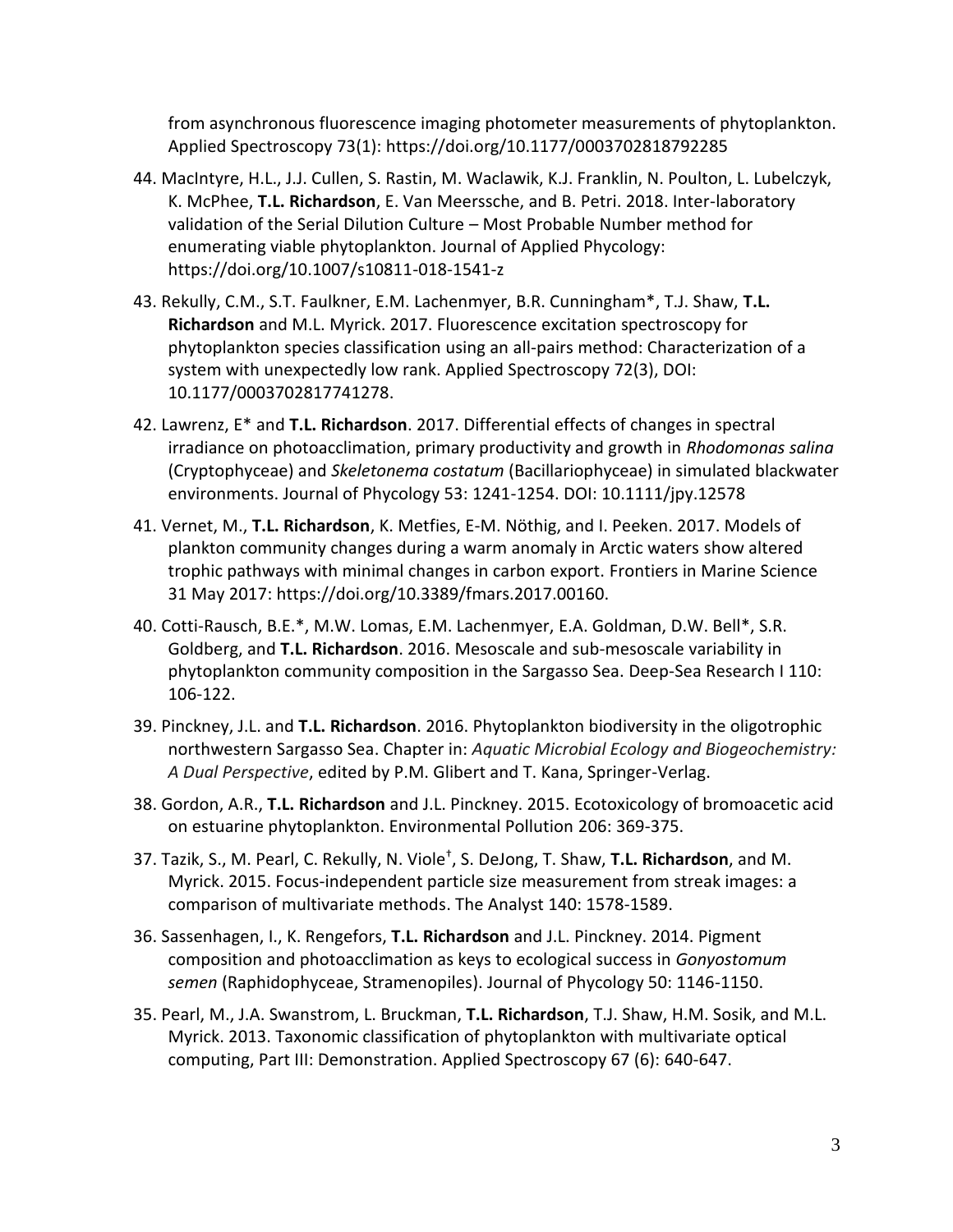from asynchronous fluorescence imaging photometer measurements of phytoplankton. Applied Spectroscopy 73(1): https://doi.org/10.1177/0003702818792285

44. MacIntyre, H.L., J.J. Cullen, S. Rastin, M. Waclawik, K.J. Franklin, N. Poulton, L. Lubelczyk, K. McPhee, **T.L. Richardson**, E. Van Meerssche, and B. Petri. 2018. Inter-laboratory validation of the Serial Dilution Culture – Most Probable Number method for enumerating viable phytoplankton. Journal of Applied Phycology: https://doi.org/10.1007/s10811-018-1541-z

43. Rekully, C.M., S.T. Faulkner, E.M. Lachenmyer, B.R. Cunningham*, T.J. Shaw, **T.L. Richardson** and M.L. Myrick. 2017. Fluorescence excitation spectroscopy for phytoplankton species classification using an all-pairs method: Characterization of a system with unexpectedly low rank. Applied Spectroscopy 72(3), DOI: 10.1177/0003702817741278.

42. Lawrenz, E* and **T.L. Richardson**. 2017. Differential effects of changes in spectral irradiance on photoacclimation, primary productivity and growth in *Rhodomonas salina* (Cryptophyceae) and *Skeletonema costatum* (Bacillariophyceae) in simulated blackwater environments. Journal of Phycology 53: 1241-1254. DOI: 10.1111/jpy.12578

41. Vernet, M., **T.L. Richardson**, K. Metfies, E-M. Nöthig, and I. Peeken. 2017. Models of plankton community changes during a warm anomaly in Arctic waters show altered trophic pathways with minimal changes in carbon export. Frontiers in Marine Science 31 May 2017: https://doi.org/10.3389/fmars.2017.00160.

40. Cotti-Rausch, B.E.*, M.W. Lomas, E.M. Lachenmyer, E.A. Goldman, D.W. Bell*, S.R. Goldberg, and **T.L. Richardson**. 2016. Mesoscale and sub-mesoscale variability in phytoplankton community composition in the Sargasso Sea. Deep-Sea Research I 110: 106-122.

39. Pinckney, J.L. and **T.L. Richardson**. 2016. Phytoplankton biodiversity in the oligotrophic northwestern Sargasso Sea. Chapter in: *Aquatic Microbial Ecology and Biogeochemistry: A Dual Perspective*, edited by P.M. Glibert and T. Kana, Springer-Verlag.

38. Gordon, A.R., **T.L. Richardson** and J.L. Pinckney. 2015. Ecotoxicology of bromoacetic acid on estuarine phytoplankton. Environmental Pollution 206: 369-375.

37. Tazik, S., M. Pearl, C. Rekully, N. Viole[†], S. DeJong, T. Shaw, **T.L. Richardson**, and M. Myrick. 2015. Focus-independent particle size measurement from streak images: a comparison of multivariate methods. The Analyst 140: 1578-1589.

36. Sassenhagen, I., K. Rengefors, **T.L. Richardson** and J.L. Pinckney. 2014. Pigment composition and photoacclimation as keys to ecological success in *Gonyostomum semen* (Raphidophyceae, Stramenopiles). Journal of Phycology 50: 1146-1150.

35. Pearl, M., J.A. Swanstrom, L. Bruckman, **T.L. Richardson**, T.J. Shaw, H.M. Sosik, and M.L. Myrick. 2013. Taxonomic classification of phytoplankton with multivariate optical computing, Part III: Demonstration. Applied Spectroscopy 67 (6): 640-647.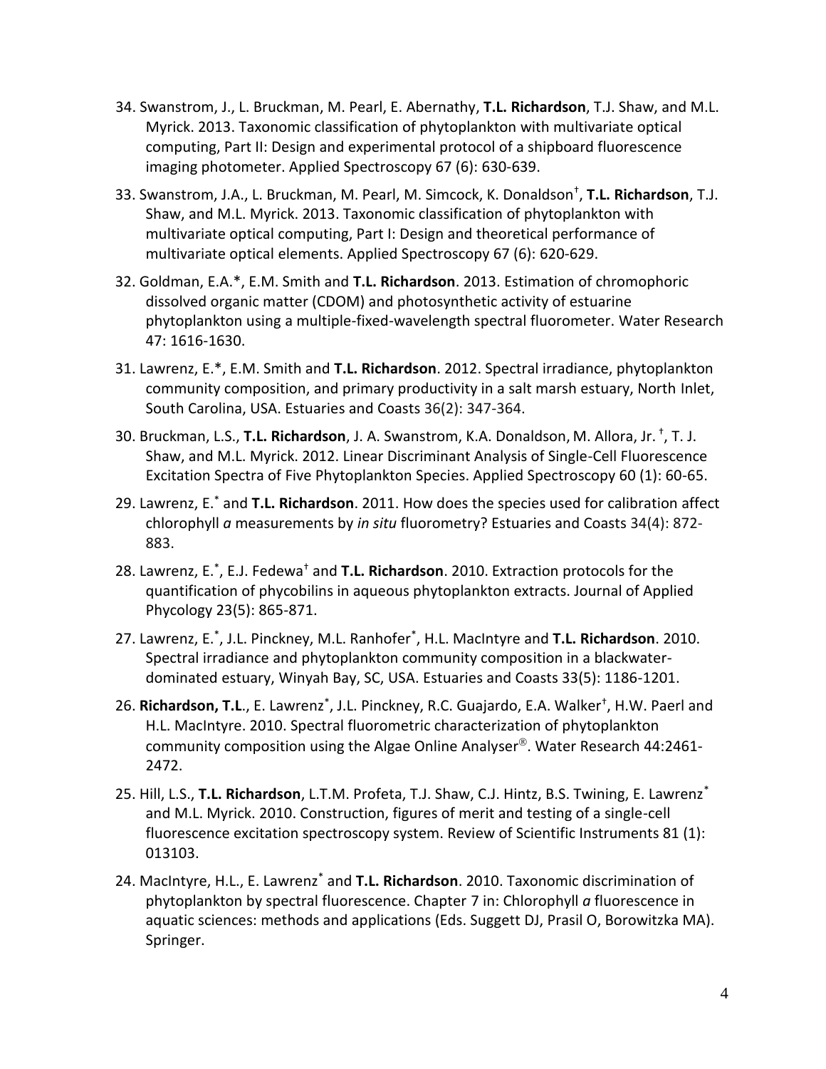34. Swanstrom, J., L. Bruckman, M. Pearl, E. Abernathy, **T.L. Richardson**, T.J. Shaw, and M.L. Myrick. 2013. Taxonomic classification of phytoplankton with multivariate optical computing, Part II: Design and experimental protocol of a shipboard fluorescence imaging photometer. Applied Spectroscopy 67 (6): 630-639.

33. Swanstrom, J.A., L. Bruckman, M. Pearl, M. Simcock, K. Donaldson[†], **T.L. Richardson**, T.J. Shaw, and M.L. Myrick. 2013. Taxonomic classification of phytoplankton with multivariate optical computing, Part I: Design and theoretical performance of multivariate optical elements. Applied Spectroscopy 67 (6): 620-629.

32. Goldman, E.A.*, E.M. Smith and **T.L. Richardson**. 2013. Estimation of chromophoric dissolved organic matter (CDOM) and photosynthetic activity of estuarine phytoplankton using a multiple-fixed-wavelength spectral fluorometer. Water Research 47: 1616-1630.

31. Lawrenz, E.*, E.M. Smith and **T.L. Richardson**. 2012. Spectral irradiance, phytoplankton community composition, and primary productivity in a salt marsh estuary, North Inlet, South Carolina, USA. Estuaries and Coasts 36(2): 347-364.

30. Bruckman, L.S., **T.L. Richardson**, J. A. Swanstrom, K.A. Donaldson, M. Allora, Jr. [†], T. J. Shaw, and M.L. Myrick. 2012. Linear Discriminant Analysis of Single-Cell Fluorescence Excitation Spectra of Five Phytoplankton Species. Applied Spectroscopy 60 (1): 60-65.

29. Lawrenz, E.[*] and **T.L. Richardson**. 2011. How does the species used for calibration affect chlorophyll *a* measurements by *in situ* fluorometry? Estuaries and Coasts 34(4): 872-883.

28. Lawrenz, E.[*], E.J. Fedewa[†] and **T.L. Richardson**. 2010. Extraction protocols for the quantification of phycobilins in aqueous phytoplankton extracts. Journal of Applied Phycology 23(5): 865-871.

27. Lawrenz, E.[*], J.L. Pinckney, M.L. Ranhofer[*], H.L. MacIntyre and **T.L. Richardson**. 2010. Spectral irradiance and phytoplankton community composition in a blackwater-dominated estuary, Winyah Bay, SC, USA. Estuaries and Coasts 33(5): 1186-1201.

26. **Richardson, T.L.**, E. Lawrenz[*], J.L. Pinckney, R.C. Guajardo, E.A. Walker[†], H.W. Paerl and H.L. MacIntyre. 2010. Spectral fluorometric characterization of phytoplankton community composition using the Algae Online Analyser®. Water Research 44:2461-2472.

25. Hill, L.S., **T.L. Richardson**, L.T.M. Profeta, T.J. Shaw, C.J. Hintz, B.S. Twining, E. Lawrenz[*] and M.L. Myrick. 2010. Construction, figures of merit and testing of a single-cell fluorescence excitation spectroscopy system. Review of Scientific Instruments 81 (1): 013103.

24. MacIntyre, H.L., E. Lawrenz[*] and **T.L. Richardson**. 2010. Taxonomic discrimination of phytoplankton by spectral fluorescence. Chapter 7 in: Chlorophyll *a* fluorescence in aquatic sciences: methods and applications (Eds. Suggett DJ, Prasil O, Borowitzka MA). Springer.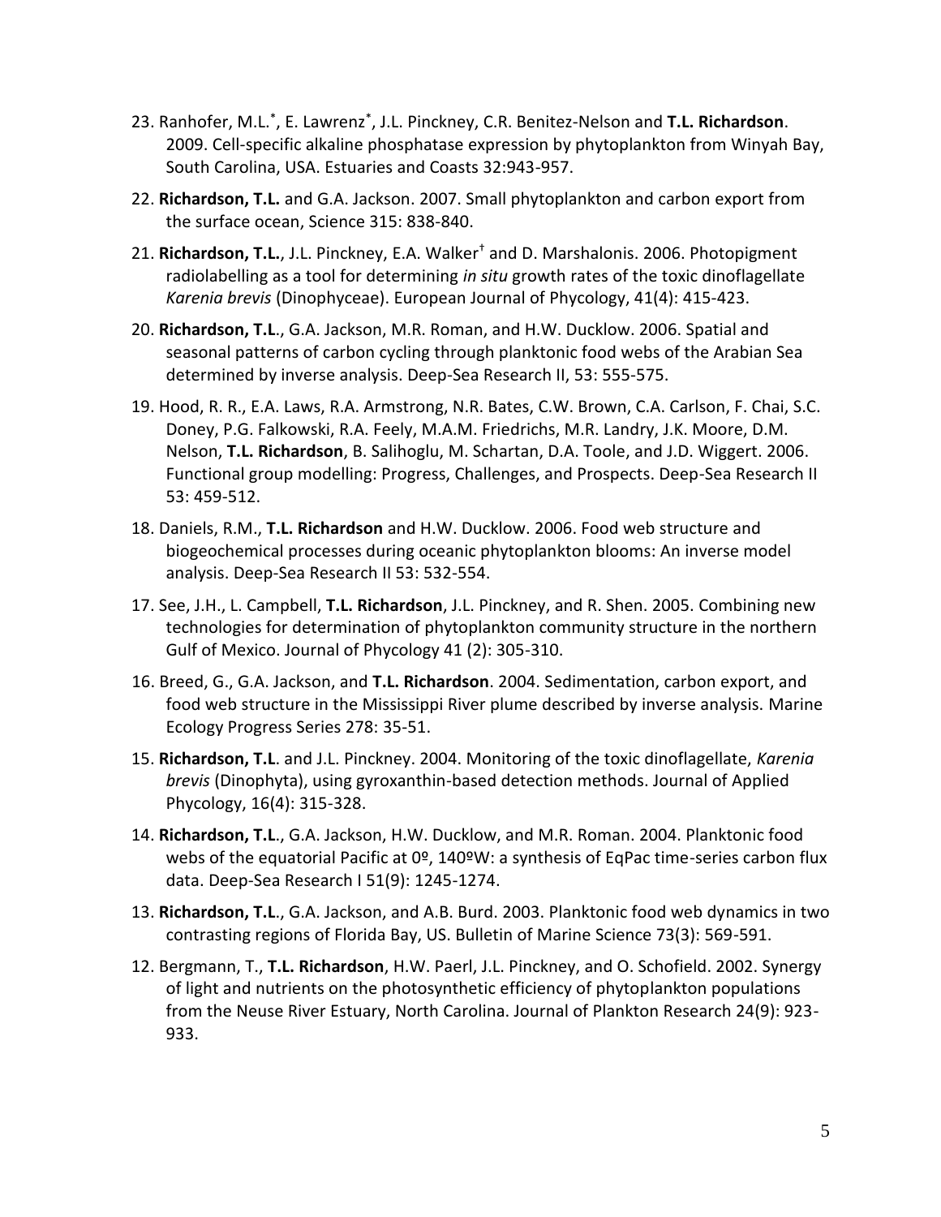23. Ranhofer, M.L.[*], E. Lawrenz[*], J.L. Pinckney, C.R. Benitez-Nelson and **T.L. Richardson**. 2009. Cell-specific alkaline phosphatase expression by phytoplankton from Winyah Bay, South Carolina, USA. Estuaries and Coasts 32:943-957.

22. **Richardson, T.L.** and G.A. Jackson. 2007. Small phytoplankton and carbon export from the surface ocean, Science 315: 838-840.

21. **Richardson, T.L.**, J.L. Pinckney, E.A. Walker[†] and D. Marshalonis. 2006. Photopigment radiolabelling as a tool for determining *in situ* growth rates of the toxic dinoflagellate *Karenia brevis* (Dinophyceae). European Journal of Phycology, 41(4): 415-423.

20. **Richardson, T.L**., G.A. Jackson, M.R. Roman, and H.W. Ducklow. 2006. Spatial and seasonal patterns of carbon cycling through planktonic food webs of the Arabian Sea determined by inverse analysis. Deep-Sea Research II, 53: 555-575.

19. Hood, R. R., E.A. Laws, R.A. Armstrong, N.R. Bates, C.W. Brown, C.A. Carlson, F. Chai, S.C. Doney, P.G. Falkowski, R.A. Feely, M.A.M. Friedrichs, M.R. Landry, J.K. Moore, D.M. Nelson, **T.L. Richardson**, B. Salihoglu, M. Schartan, D.A. Toole, and J.D. Wiggert. 2006. Functional group modelling: Progress, Challenges, and Prospects. Deep-Sea Research II 53: 459-512.

18. Daniels, R.M., **T.L. Richardson** and H.W. Ducklow. 2006. Food web structure and biogeochemical processes during oceanic phytoplankton blooms: An inverse model analysis. Deep-Sea Research II 53: 532-554.

17. See, J.H., L. Campbell, **T.L. Richardson**, J.L. Pinckney, and R. Shen. 2005. Combining new technologies for determination of phytoplankton community structure in the northern Gulf of Mexico. Journal of Phycology 41 (2): 305-310.

16. Breed, G., G.A. Jackson, and **T.L. Richardson**. 2004. Sedimentation, carbon export, and food web structure in the Mississippi River plume described by inverse analysis. Marine Ecology Progress Series 278: 35-51.

15. **Richardson, T.L**. and J.L. Pinckney. 2004. Monitoring of the toxic dinoflagellate, *Karenia brevis* (Dinophyta), using gyroxanthin-based detection methods. Journal of Applied Phycology, 16(4): 315-328.

14. **Richardson, T.L**., G.A. Jackson, H.W. Ducklow, and M.R. Roman. 2004. Planktonic food webs of the equatorial Pacific at 0º, 140ºW: a synthesis of EqPac time-series carbon flux data. Deep-Sea Research I 51(9): 1245-1274.

13. **Richardson, T.L**., G.A. Jackson, and A.B. Burd. 2003. Planktonic food web dynamics in two contrasting regions of Florida Bay, US. Bulletin of Marine Science 73(3): 569-591.

12. Bergmann, T., **T.L. Richardson**, H.W. Paerl, J.L. Pinckney, and O. Schofield. 2002. Synergy of light and nutrients on the photosynthetic efficiency of phytoplankton populations from the Neuse River Estuary, North Carolina. Journal of Plankton Research 24(9): 923-933.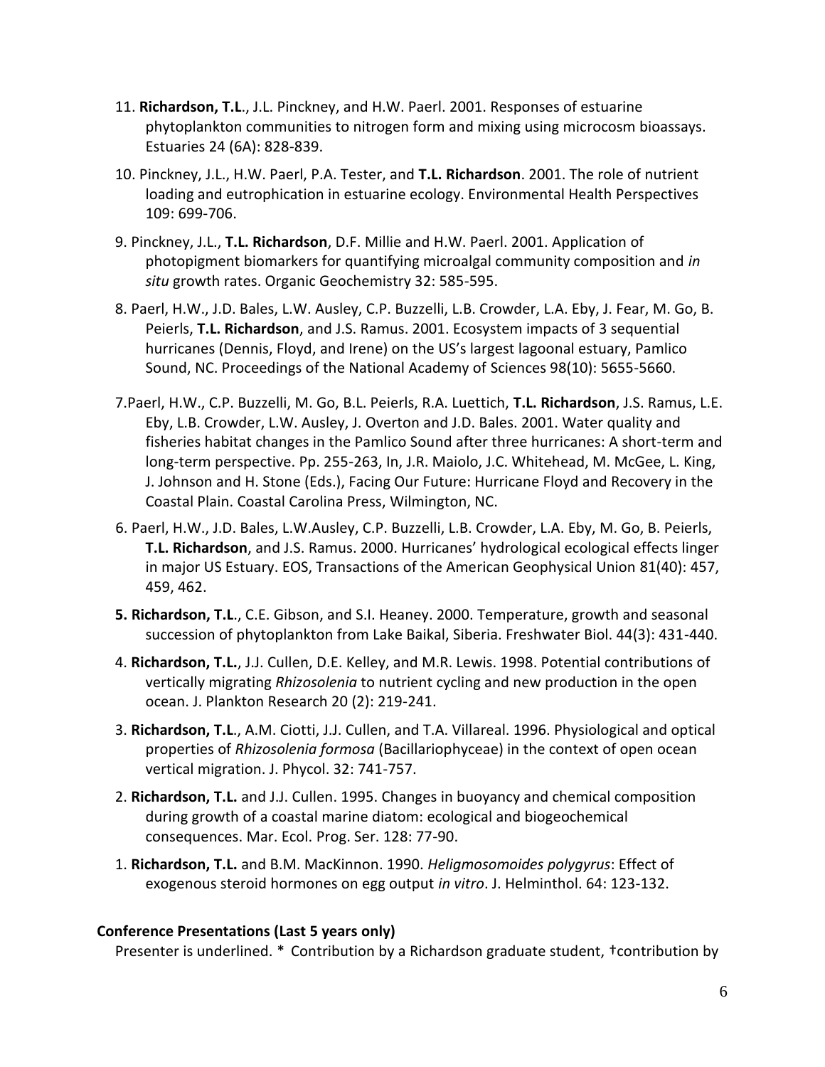11. **Richardson, T.L**., J.L. Pinckney, and H.W. Paerl. 2001. Responses of estuarine phytoplankton communities to nitrogen form and mixing using microcosm bioassays. Estuaries 24 (6A): 828-839.

10. Pinckney, J.L., H.W. Paerl, P.A. Tester, and **T.L. Richardson**. 2001. The role of nutrient loading and eutrophication in estuarine ecology. Environmental Health Perspectives 109: 699-706.

9. Pinckney, J.L., **T.L. Richardson**, D.F. Millie and H.W. Paerl. 2001. Application of photopigment biomarkers for quantifying microalgal community composition and *in situ* growth rates. Organic Geochemistry 32: 585-595.

8. Paerl, H.W., J.D. Bales, L.W. Ausley, C.P. Buzzelli, L.B. Crowder, L.A. Eby, J. Fear, M. Go, B. Peierls, **T.L. Richardson**, and J.S. Ramus. 2001. Ecosystem impacts of 3 sequential hurricanes (Dennis, Floyd, and Irene) on the US's largest lagoonal estuary, Pamlico Sound, NC. Proceedings of the National Academy of Sciences 98(10): 5655-5660.

7.Paerl, H.W., C.P. Buzzelli, M. Go, B.L. Peierls, R.A. Luettich, **T.L. Richardson**, J.S. Ramus, L.E. Eby, L.B. Crowder, L.W. Ausley, J. Overton and J.D. Bales. 2001. Water quality and fisheries habitat changes in the Pamlico Sound after three hurricanes: A short-term and long-term perspective. Pp. 255-263, In, J.R. Maiolo, J.C. Whitehead, M. McGee, L. King, J. Johnson and H. Stone (Eds.), Facing Our Future: Hurricane Floyd and Recovery in the Coastal Plain. Coastal Carolina Press, Wilmington, NC.

6. Paerl, H.W., J.D. Bales, L.W.Ausley, C.P. Buzzelli, L.B. Crowder, L.A. Eby, M. Go, B. Peierls, **T.L. Richardson**, and J.S. Ramus. 2000. Hurricanes' hydrological ecological effects linger in major US Estuary. EOS, Transactions of the American Geophysical Union 81(40): 457, 459, 462.

**5. Richardson, T.L**., C.E. Gibson, and S.I. Heaney. 2000. Temperature, growth and seasonal succession of phytoplankton from Lake Baikal, Siberia. Freshwater Biol. 44(3): 431-440.

4. **Richardson, T.L.**, J.J. Cullen, D.E. Kelley, and M.R. Lewis. 1998. Potential contributions of vertically migrating *Rhizosolenia* to nutrient cycling and new production in the open ocean. J. Plankton Research 20 (2): 219-241.

3. **Richardson, T.L**., A.M. Ciotti, J.J. Cullen, and T.A. Villareal. 1996. Physiological and optical properties of *Rhizosolenia formosa* (Bacillariophyceae) in the context of open ocean vertical migration. J. Phycol. 32: 741-757.

2. **Richardson, T.L.** and J.J. Cullen. 1995. Changes in buoyancy and chemical composition during growth of a coastal marine diatom: ecological and biogeochemical consequences. Mar. Ecol. Prog. Ser. 128: 77-90.

1. **Richardson, T.L.** and B.M. MacKinnon. 1990. *Heligmosomoides polygyrus*: Effect of exogenous steroid hormones on egg output *in vitro*. J. Helminthol. 64: 123-132.

**Conference Presentations (Last 5 years only)**

Presenter is underlined. * Contribution by a Richardson graduate student, †contribution by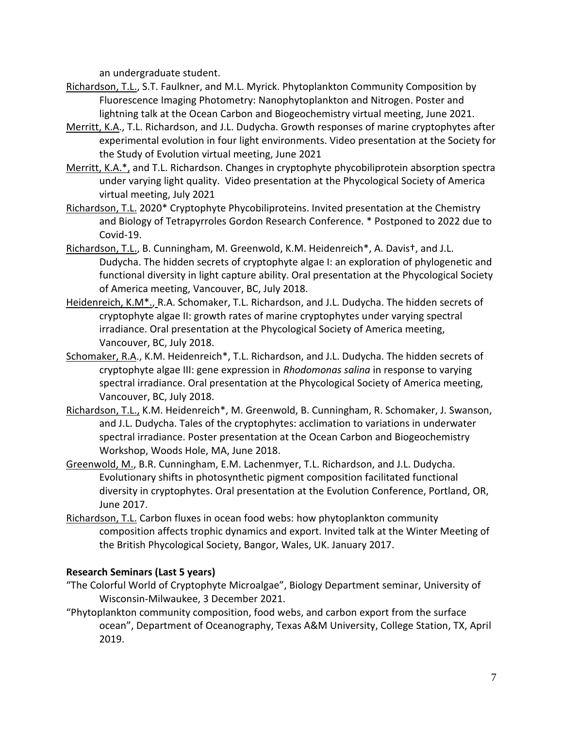an undergraduate student.

Richardson, T.L., S.T. Faulkner, and M.L. Myrick. Phytoplankton Community Composition by Fluorescence Imaging Photometry: Nanophytoplankton and Nitrogen. Poster and lightning talk at the Ocean Carbon and Biogeochemistry virtual meeting, June 2021.

Merritt, K.A., T.L. Richardson, and J.L. Dudycha. Growth responses of marine cryptophytes after experimental evolution in four light environments. Video presentation at the Society for the Study of Evolution virtual meeting, June 2021

Merritt, K.A.*, and T.L. Richardson. Changes in cryptophyte phycobiliprotein absorption spectra under varying light quality. Video presentation at the Phycological Society of America virtual meeting, July 2021

Richardson, T.L. 2020* Cryptophyte Phycobiliproteins. Invited presentation at the Chemistry and Biology of Tetrapyrroles Gordon Research Conference. * Postponed to 2022 due to Covid-19.

Richardson, T.L., B. Cunningham, M. Greenwold, K.M. Heidenreich*, A. Davis†, and J.L. Dudycha. The hidden secrets of cryptophyte algae I: an exploration of phylogenetic and functional diversity in light capture ability. Oral presentation at the Phycological Society of America meeting, Vancouver, BC, July 2018.

Heidenreich, K.M*., R.A. Schomaker, T.L. Richardson, and J.L. Dudycha. The hidden secrets of cryptophyte algae II: growth rates of marine cryptophytes under varying spectral irradiance. Oral presentation at the Phycological Society of America meeting, Vancouver, BC, July 2018.

Schomaker, R.A., K.M. Heidenreich*, T.L. Richardson, and J.L. Dudycha. The hidden secrets of cryptophyte algae III: gene expression in *Rhodomonas salina* in response to varying spectral irradiance. Oral presentation at the Phycological Society of America meeting, Vancouver, BC, July 2018.

Richardson, T.L., K.M. Heidenreich*, M. Greenwold, B. Cunningham, R. Schomaker, J. Swanson, and J.L. Dudycha. Tales of the cryptophytes: acclimation to variations in underwater spectral irradiance. Poster presentation at the Ocean Carbon and Biogeochemistry Workshop, Woods Hole, MA, June 2018.

Greenwold, M., B.R. Cunningham, E.M. Lachenmyer, T.L. Richardson, and J.L. Dudycha. Evolutionary shifts in photosynthetic pigment composition facilitated functional diversity in cryptophytes. Oral presentation at the Evolution Conference, Portland, OR, June 2017.

Richardson, T.L. Carbon fluxes in ocean food webs: how phytoplankton community composition affects trophic dynamics and export. Invited talk at the Winter Meeting of the British Phycological Society, Bangor, Wales, UK. January 2017.

**Research Seminars (Last 5 years)**

"The Colorful World of Cryptophyte Microalgae", Biology Department seminar, University of Wisconsin-Milwaukee, 3 December 2021.

"Phytoplankton community composition, food webs, and carbon export from the surface ocean", Department of Oceanography, Texas A&M University, College Station, TX, April 2019.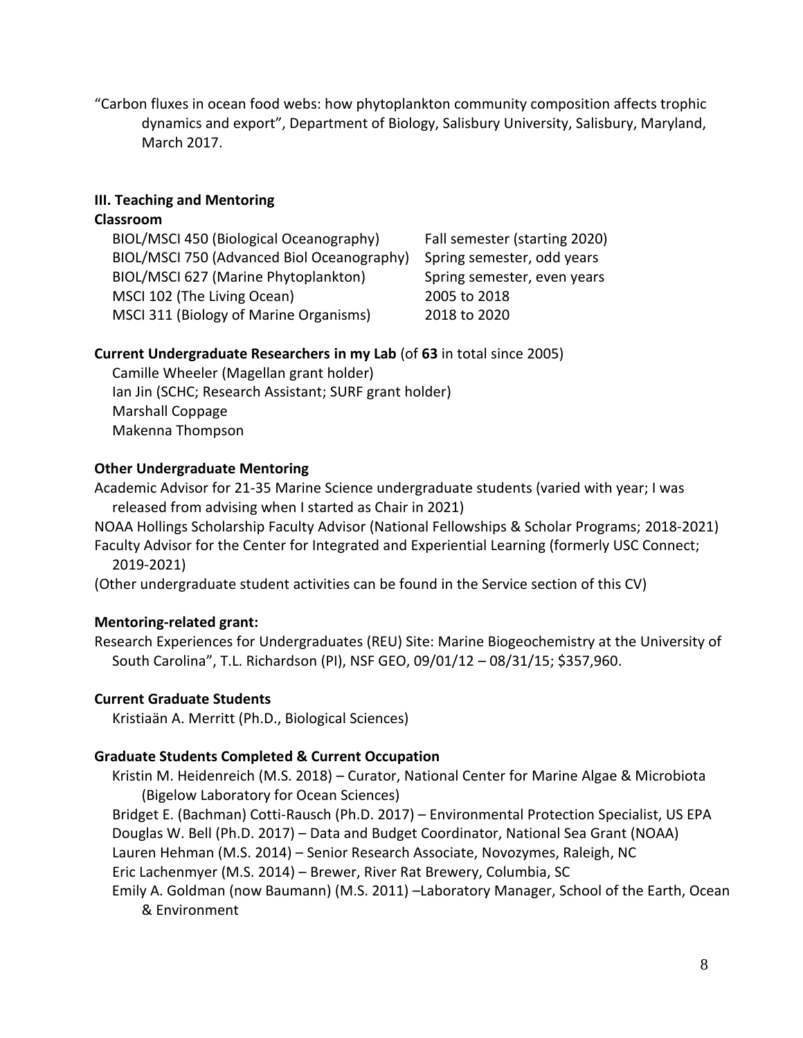"Carbon fluxes in ocean food webs: how phytoplankton community composition affects trophic dynamics and export", Department of Biology, Salisbury University, Salisbury, Maryland, March 2017.

### III. Teaching and Mentoring

#### Classroom

| Course | Offered |
| --- | --- |
| BIOL/MSCI 450 (Biological Oceanography) | Fall semester (starting 2020) |
| BIOL/MSCI 750 (Advanced Biol Oceanography) | Spring semester, odd years |
| BIOL/MSCI 627 (Marine Phytoplankton) | Spring semester, even years |
| MSCI 102 (The Living Ocean) | 2005 to 2018 |
| MSCI 311 (Biology of Marine Organisms) | 2018 to 2020 |

#### Current Undergraduate Researchers in my Lab (of **63** in total since 2005)

- Camille Wheeler (Magellan grant holder)
- Ian Jin (SCHC; Research Assistant; SURF grant holder)
- Marshall Coppage
- Makenna Thompson

#### Other Undergraduate Mentoring

Academic Advisor for 21-35 Marine Science undergraduate students (varied with year; I was released from advising when I started as Chair in 2021)

NOAA Hollings Scholarship Faculty Advisor (National Fellowships & Scholar Programs; 2018-2021)

Faculty Advisor for the Center for Integrated and Experiential Learning (formerly USC Connect; 2019-2021)

(Other undergraduate student activities can be found in the Service section of this CV)

#### Mentoring-related grant:

Research Experiences for Undergraduates (REU) Site: Marine Biogeochemistry at the University of South Carolina", T.L. Richardson (PI), NSF GEO, 09/01/12 – 08/31/15; $357,960.

#### Current Graduate Students

- Kristiaän A. Merritt (Ph.D., Biological Sciences)

#### Graduate Students Completed & Current Occupation

- Kristin M. Heidenreich (M.S. 2018) – Curator, National Center for Marine Algae & Microbiota (Bigelow Laboratory for Ocean Sciences)
- Bridget E. (Bachman) Cotti-Rausch (Ph.D. 2017) – Environmental Protection Specialist, US EPA
- Douglas W. Bell (Ph.D. 2017) – Data and Budget Coordinator, National Sea Grant (NOAA)
- Lauren Hehman (M.S. 2014) – Senior Research Associate, Novozymes, Raleigh, NC
- Eric Lachenmyer (M.S. 2014) – Brewer, River Rat Brewery, Columbia, SC
- Emily A. Goldman (now Baumann) (M.S. 2011) –Laboratory Manager, School of the Earth, Ocean & Environment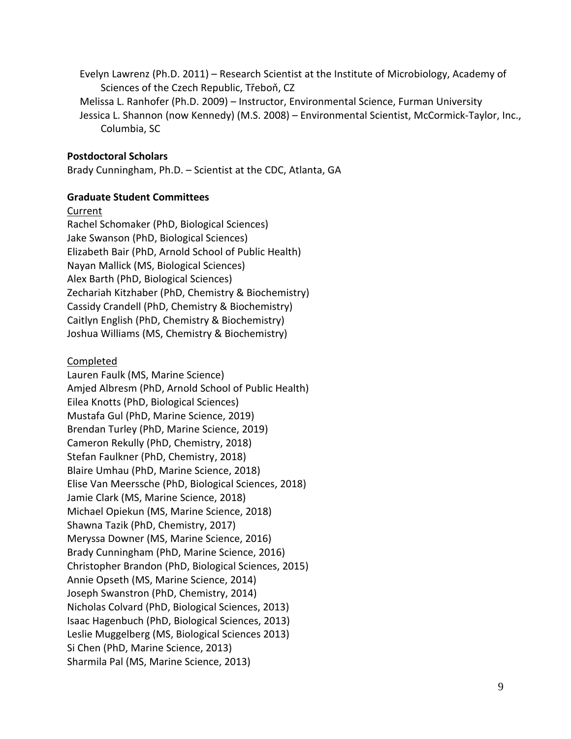Evelyn Lawrenz (Ph.D. 2011) – Research Scientist at the Institute of Microbiology, Academy of Sciences of the Czech Republic, Třeboň, CZ
Melissa L. Ranhofer (Ph.D. 2009) – Instructor, Environmental Science, Furman University
Jessica L. Shannon (now Kennedy) (M.S. 2008) – Environmental Scientist, McCormick-Taylor, Inc., Columbia, SC

**Postdoctoral Scholars**

Brady Cunningham, Ph.D. – Scientist at the CDC, Atlanta, GA

**Graduate Student Committees**

Current

Rachel Schomaker (PhD, Biological Sciences)
Jake Swanson (PhD, Biological Sciences)
Elizabeth Bair (PhD, Arnold School of Public Health)
Nayan Mallick (MS, Biological Sciences)
Alex Barth (PhD, Biological Sciences)
Zechariah Kitzhaber (PhD, Chemistry & Biochemistry)
Cassidy Crandell (PhD, Chemistry & Biochemistry)
Caitlyn English (PhD, Chemistry & Biochemistry)
Joshua Williams (MS, Chemistry & Biochemistry)

Completed

Lauren Faulk (MS, Marine Science)
Amjed Albresm (PhD, Arnold School of Public Health)
Eilea Knotts (PhD, Biological Sciences)
Mustafa Gul (PhD, Marine Science, 2019)
Brendan Turley (PhD, Marine Science, 2019)
Cameron Rekully (PhD, Chemistry, 2018)
Stefan Faulkner (PhD, Chemistry, 2018)
Blaire Umhau (PhD, Marine Science, 2018)
Elise Van Meerssche (PhD, Biological Sciences, 2018)
Jamie Clark (MS, Marine Science, 2018)
Michael Opiekun (MS, Marine Science, 2018)
Shawna Tazik (PhD, Chemistry, 2017)
Meryssa Downer (MS, Marine Science, 2016)
Brady Cunningham (PhD, Marine Science, 2016)
Christopher Brandon (PhD, Biological Sciences, 2015)
Annie Opseth (MS, Marine Science, 2014)
Joseph Swanstron (PhD, Chemistry, 2014)
Nicholas Colvard (PhD, Biological Sciences, 2013)
Isaac Hagenbuch (PhD, Biological Sciences, 2013)
Leslie Muggelberg (MS, Biological Sciences 2013)
Si Chen (PhD, Marine Science, 2013)
Sharmila Pal (MS, Marine Science, 2013)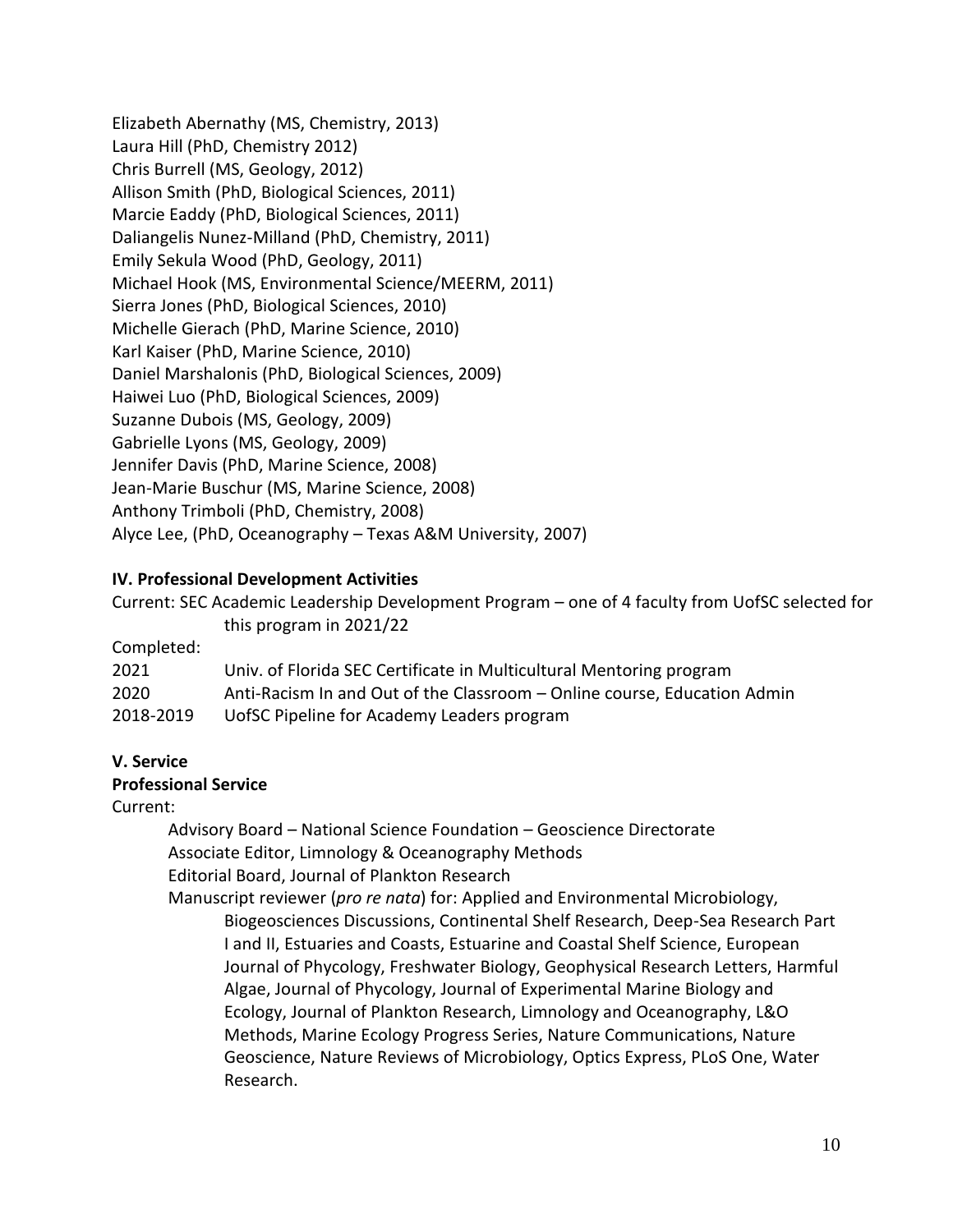Elizabeth Abernathy (MS, Chemistry, 2013)
Laura Hill (PhD, Chemistry 2012)
Chris Burrell (MS, Geology, 2012)
Allison Smith (PhD, Biological Sciences, 2011)
Marcie Eaddy (PhD, Biological Sciences, 2011)
Daliangelis Nunez-Milland (PhD, Chemistry, 2011)
Emily Sekula Wood (PhD, Geology, 2011)
Michael Hook (MS, Environmental Science/MEERM, 2011)
Sierra Jones (PhD, Biological Sciences, 2010)
Michelle Gierach (PhD, Marine Science, 2010)
Karl Kaiser (PhD, Marine Science, 2010)
Daniel Marshalonis (PhD, Biological Sciences, 2009)
Haiwei Luo (PhD, Biological Sciences, 2009)
Suzanne Dubois (MS, Geology, 2009)
Gabrielle Lyons (MS, Geology, 2009)
Jennifer Davis (PhD, Marine Science, 2008)
Jean-Marie Buschur (MS, Marine Science, 2008)
Anthony Trimboli (PhD, Chemistry, 2008)
Alyce Lee, (PhD, Oceanography – Texas A&M University, 2007)

**IV. Professional Development Activities**

Current: SEC Academic Leadership Development Program – one of 4 faculty from UofSC selected for this program in 2021/22

Completed:

2021 Univ. of Florida SEC Certificate in Multicultural Mentoring program
2020 Anti-Racism In and Out of the Classroom – Online course, Education Admin
2018-2019 UofSC Pipeline for Academy Leaders program

**V. Service**

**Professional Service**

Current:

Advisory Board – National Science Foundation – Geoscience Directorate
Associate Editor, Limnology & Oceanography Methods
Editorial Board, Journal of Plankton Research
Manuscript reviewer (*pro re nata*) for: Applied and Environmental Microbiology, Biogeosciences Discussions, Continental Shelf Research, Deep-Sea Research Part I and II, Estuaries and Coasts, Estuarine and Coastal Shelf Science, European Journal of Phycology, Freshwater Biology, Geophysical Research Letters, Harmful Algae, Journal of Phycology, Journal of Experimental Marine Biology and Ecology, Journal of Plankton Research, Limnology and Oceanography, L&O Methods, Marine Ecology Progress Series, Nature Communications, Nature Geoscience, Nature Reviews of Microbiology, Optics Express, PLoS One, Water Research.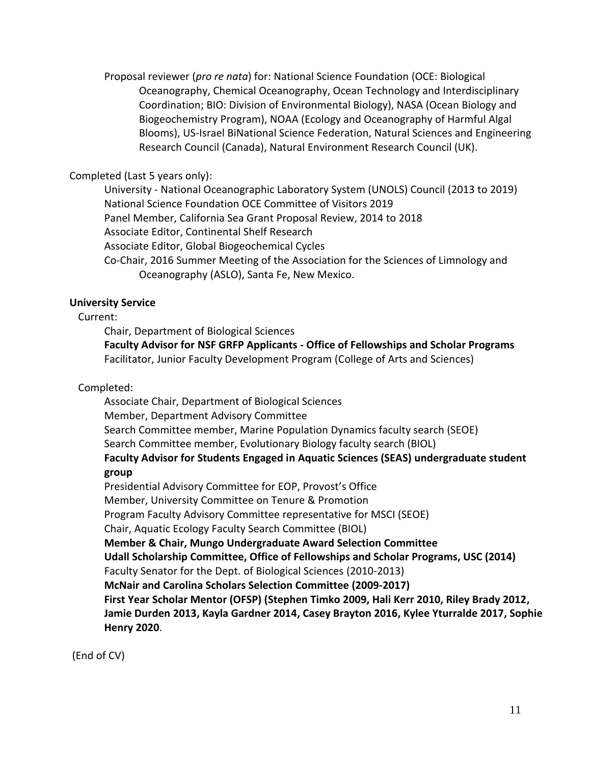Proposal reviewer (*pro re nata*) for: National Science Foundation (OCE: Biological Oceanography, Chemical Oceanography, Ocean Technology and Interdisciplinary Coordination; BIO: Division of Environmental Biology), NASA (Ocean Biology and Biogeochemistry Program), NOAA (Ecology and Oceanography of Harmful Algal Blooms), US-Israel BiNational Science Federation, Natural Sciences and Engineering Research Council (Canada), Natural Environment Research Council (UK).

Completed (Last 5 years only):

- University - National Oceanographic Laboratory System (UNOLS) Council (2013 to 2019)
- National Science Foundation OCE Committee of Visitors 2019
- Panel Member, California Sea Grant Proposal Review, 2014 to 2018
- Associate Editor, Continental Shelf Research
- Associate Editor, Global Biogeochemical Cycles
- Co-Chair, 2016 Summer Meeting of the Association for the Sciences of Limnology and Oceanography (ASLO), Santa Fe, New Mexico.

**University Service**

Current:

- Chair, Department of Biological Sciences
- **Faculty Advisor for NSF GRFP Applicants - Office of Fellowships and Scholar Programs**
- Facilitator, Junior Faculty Development Program (College of Arts and Sciences)

Completed:

- Associate Chair, Department of Biological Sciences
- Member, Department Advisory Committee
- Search Committee member, Marine Population Dynamics faculty search (SEOE)
- Search Committee member, Evolutionary Biology faculty search (BIOL)
- **Faculty Advisor for Students Engaged in Aquatic Sciences (SEAS) undergraduate student group**
- Presidential Advisory Committee for EOP, Provost's Office
- Member, University Committee on Tenure & Promotion
- Program Faculty Advisory Committee representative for MSCI (SEOE)
- Chair, Aquatic Ecology Faculty Search Committee (BIOL)
- **Member & Chair, Mungo Undergraduate Award Selection Committee**
- **Udall Scholarship Committee, Office of Fellowships and Scholar Programs, USC (2014)**
- Faculty Senator for the Dept. of Biological Sciences (2010-2013)
- **McNair and Carolina Scholars Selection Committee (2009-2017)**
- **First Year Scholar Mentor (OFSP) (Stephen Timko 2009, Hali Kerr 2010, Riley Brady 2012, Jamie Durden 2013, Kayla Gardner 2014, Casey Brayton 2016, Kylee Yturralde 2017, Sophie Henry 2020**.

(End of CV)